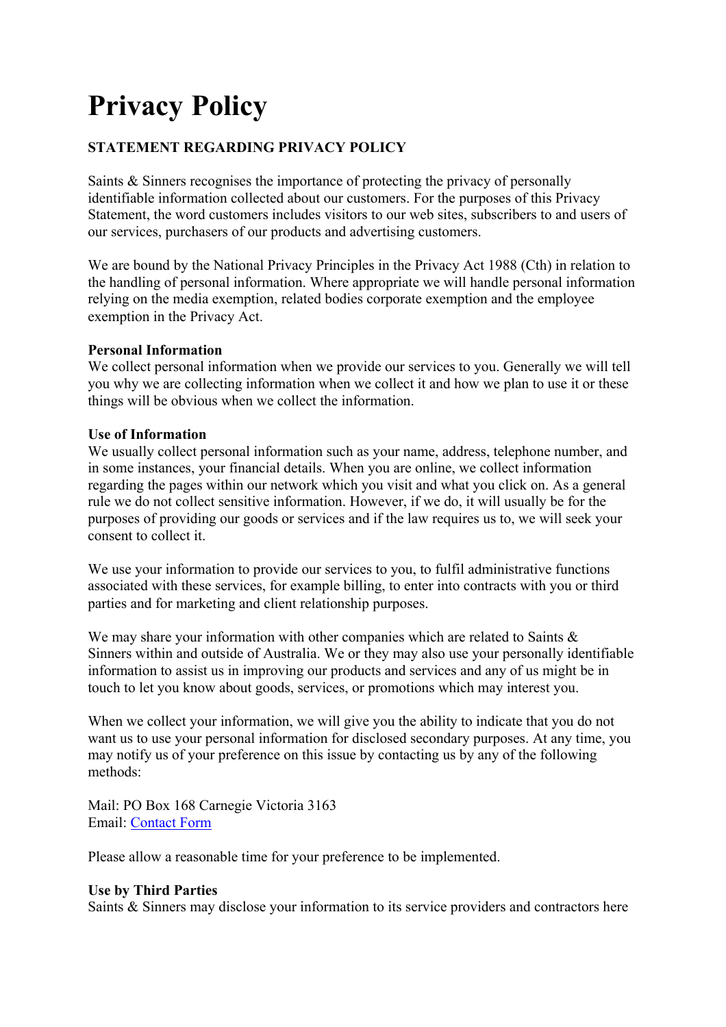# Privacy Policy

**STATEMENT REGARDING PRIVACY POLICY**

Saints & Sinners recognises the importance of protecting the privacy of personally identifiable information collected about our customers. For the purposes of this Privacy Statement, the word customers includes visitors to our web sites, subscribers to and users of our services, purchasers of our products and advertising customers.

We are bound by the National Privacy Principles in the Privacy Act 1988 (Cth) in relation to the handling of personal information. Where appropriate we will handle personal information relying on the media exemption, related bodies corporate exemption and the employee exemption in the Privacy Act.

**Personal Information**
We collect personal information when we provide our services to you. Generally we will tell you why we are collecting information when we collect it and how we plan to use it or these things will be obvious when we collect the information.

**Use of Information**
We usually collect personal information such as your name, address, telephone number, and in some instances, your financial details. When you are online, we collect information regarding the pages within our network which you visit and what you click on. As a general rule we do not collect sensitive information. However, if we do, it will usually be for the purposes of providing our goods or services and if the law requires us to, we will seek your consent to collect it.

We use your information to provide our services to you, to fulfil administrative functions associated with these services, for example billing, to enter into contracts with you or third parties and for marketing and client relationship purposes.

We may share your information with other companies which are related to Saints & Sinners within and outside of Australia. We or they may also use your personally identifiable information to assist us in improving our products and services and any of us might be in touch to let you know about goods, services, or promotions which may interest you.

When we collect your information, we will give you the ability to indicate that you do not want us to use your personal information for disclosed secondary purposes. At any time, you may notify us of your preference on this issue by contacting us by any of the following methods:

Mail: PO Box 168 Carnegie Victoria 3163
Email: Contact Form

Please allow a reasonable time for your preference to be implemented.

**Use by Third Parties**
Saints & Sinners may disclose your information to its service providers and contractors here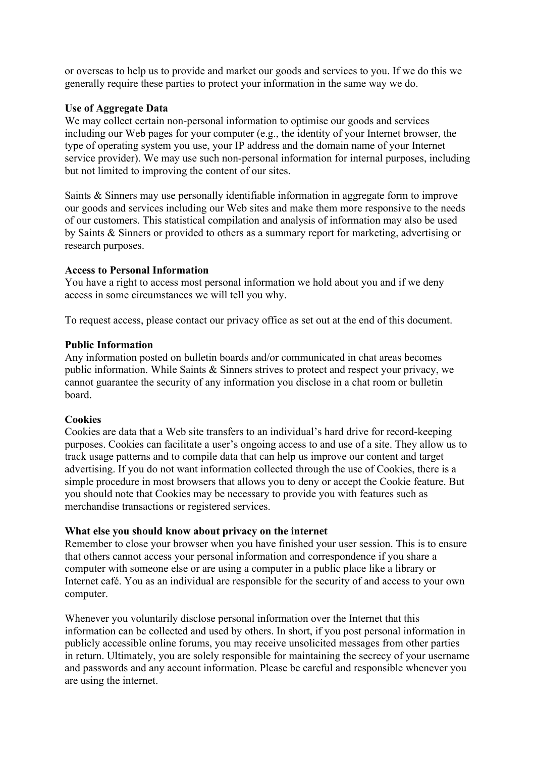or overseas to help us to provide and market our goods and services to you. If we do this we generally require these parties to protect your information in the same way we do.

**Use of Aggregate Data**
We may collect certain non-personal information to optimise our goods and services including our Web pages for your computer (e.g., the identity of your Internet browser, the type of operating system you use, your IP address and the domain name of your Internet service provider). We may use such non-personal information for internal purposes, including but not limited to improving the content of our sites.

Saints & Sinners may use personally identifiable information in aggregate form to improve our goods and services including our Web sites and make them more responsive to the needs of our customers. This statistical compilation and analysis of information may also be used by Saints & Sinners or provided to others as a summary report for marketing, advertising or research purposes.

**Access to Personal Information**
You have a right to access most personal information we hold about you and if we deny access in some circumstances we will tell you why.

To request access, please contact our privacy office as set out at the end of this document.

**Public Information**
Any information posted on bulletin boards and/or communicated in chat areas becomes public information. While Saints & Sinners strives to protect and respect your privacy, we cannot guarantee the security of any information you disclose in a chat room or bulletin board.

**Cookies**
Cookies are data that a Web site transfers to an individual's hard drive for record-keeping purposes. Cookies can facilitate a user's ongoing access to and use of a site. They allow us to track usage patterns and to compile data that can help us improve our content and target advertising. If you do not want information collected through the use of Cookies, there is a simple procedure in most browsers that allows you to deny or accept the Cookie feature. But you should note that Cookies may be necessary to provide you with features such as merchandise transactions or registered services.

**What else you should know about privacy on the internet**
Remember to close your browser when you have finished your user session. This is to ensure that others cannot access your personal information and correspondence if you share a computer with someone else or are using a computer in a public place like a library or Internet café. You as an individual are responsible for the security of and access to your own computer.

Whenever you voluntarily disclose personal information over the Internet that this information can be collected and used by others. In short, if you post personal information in publicly accessible online forums, you may receive unsolicited messages from other parties in return. Ultimately, you are solely responsible for maintaining the secrecy of your username and passwords and any account information. Please be careful and responsible whenever you are using the internet.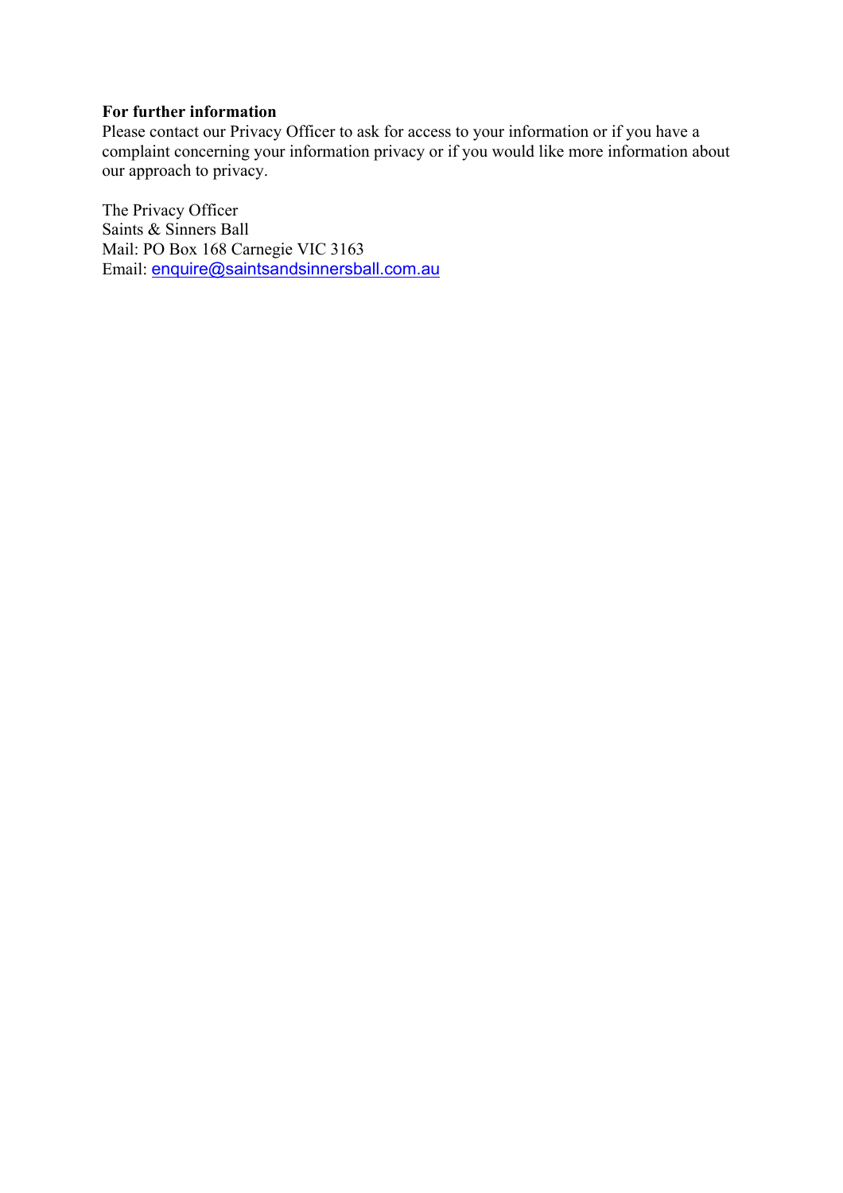**For further information**
Please contact our Privacy Officer to ask for access to your information or if you have a complaint concerning your information privacy or if you would like more information about our approach to privacy.

The Privacy Officer
Saints & Sinners Ball
Mail: PO Box 168 Carnegie VIC 3163
Email: enquire@saintsandsinnersball.com.au